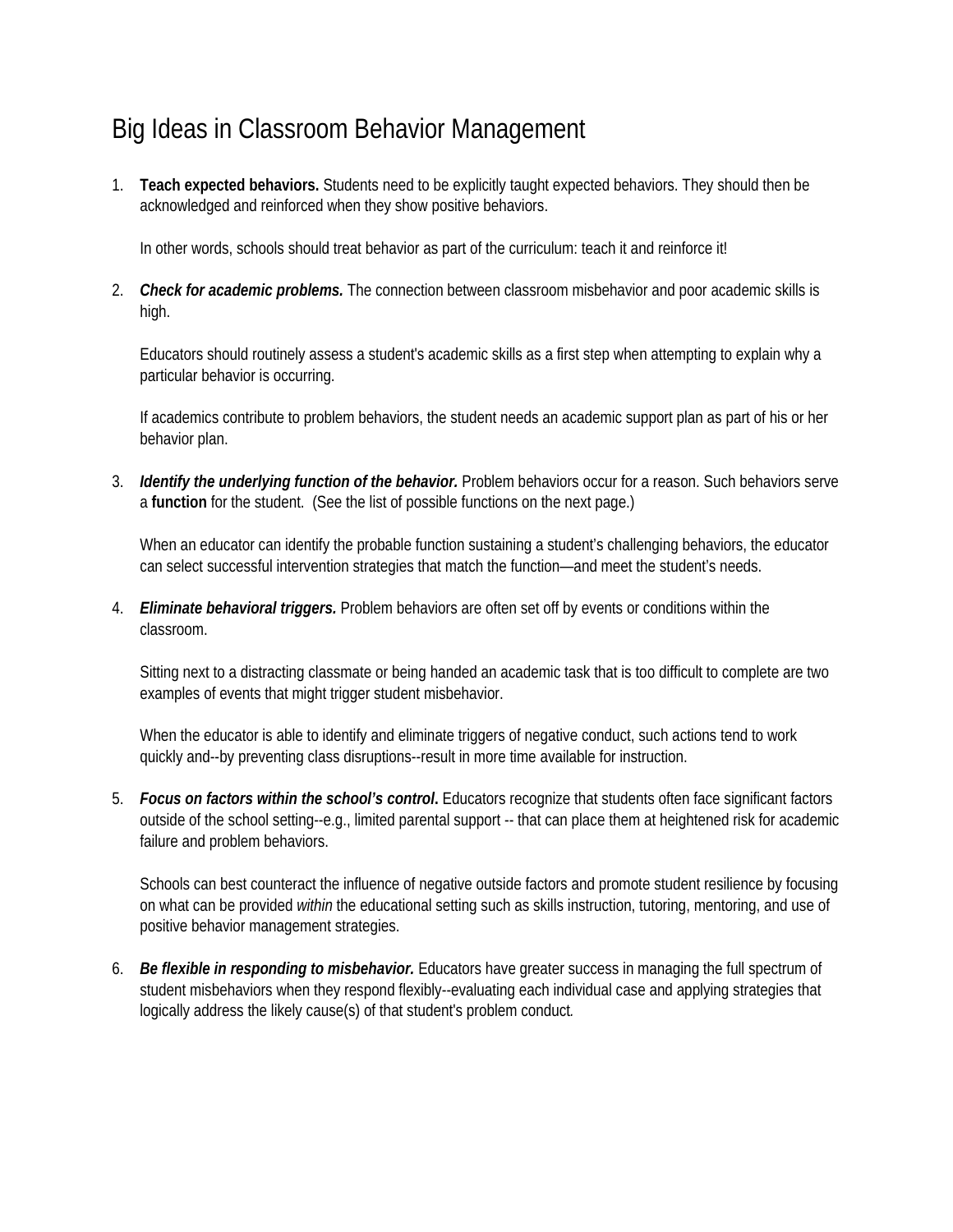# Big Ideas in Classroom Behavior Management

1. **Teach expected behaviors.** Students need to be explicitly taught expected behaviors. They should then be acknowledged and reinforced when they show positive behaviors.

   In other words, schools should treat behavior as part of the curriculum: teach it and reinforce it!

2. ***Check for academic problems.*** The connection between classroom misbehavior and poor academic skills is high.

   Educators should routinely assess a student's academic skills as a first step when attempting to explain why a particular behavior is occurring.

   If academics contribute to problem behaviors, the student needs an academic support plan as part of his or her behavior plan.

3. ***Identify the underlying function of the behavior.*** Problem behaviors occur for a reason. Such behaviors serve a **function** for the student. (See the list of possible functions on the next page.)

   When an educator can identify the probable function sustaining a student's challenging behaviors, the educator can select successful intervention strategies that match the function—and meet the student's needs.

4. ***Eliminate behavioral triggers.*** Problem behaviors are often set off by events or conditions within the classroom.

   Sitting next to a distracting classmate or being handed an academic task that is too difficult to complete are two examples of events that might trigger student misbehavior.

   When the educator is able to identify and eliminate triggers of negative conduct, such actions tend to work quickly and--by preventing class disruptions--result in more time available for instruction.

5. ***Focus on factors within the school's control.*** Educators recognize that students often face significant factors outside of the school setting--e.g., limited parental support -- that can place them at heightened risk for academic failure and problem behaviors.

   Schools can best counteract the influence of negative outside factors and promote student resilience by focusing on what can be provided *within* the educational setting such as skills instruction, tutoring, mentoring, and use of positive behavior management strategies.

6. ***Be flexible in responding to misbehavior.*** Educators have greater success in managing the full spectrum of student misbehaviors when they respond flexibly--evaluating each individual case and applying strategies that logically address the likely cause(s) of that student's problem conduct.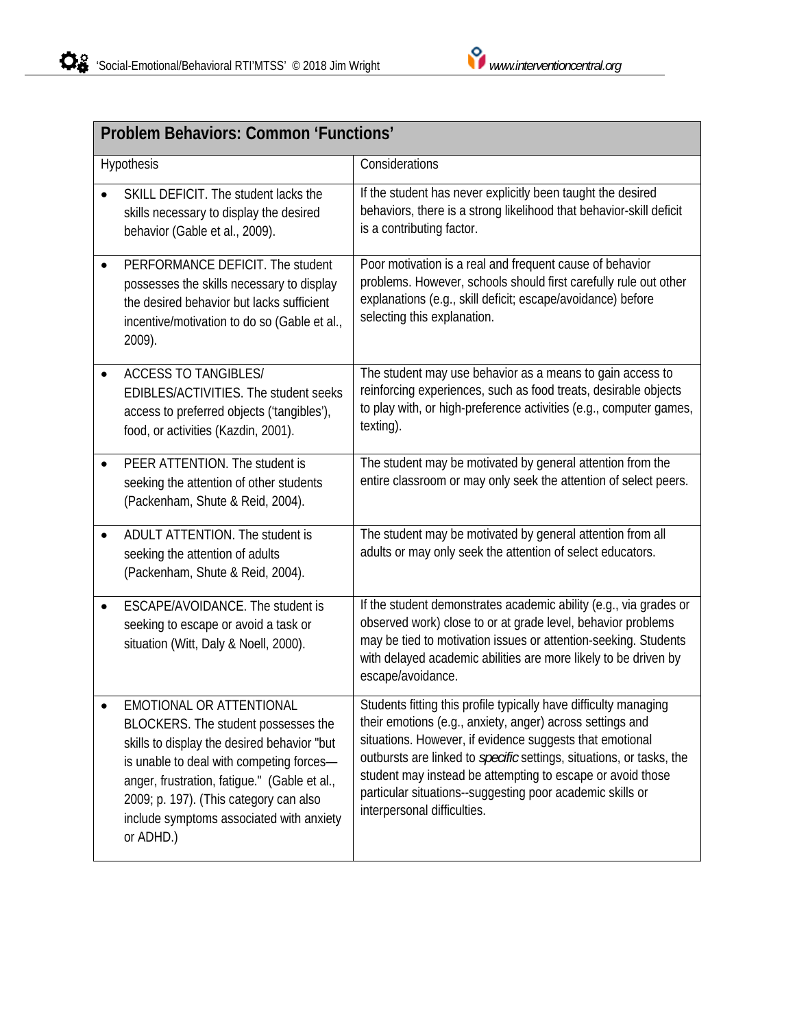| Problem Behaviors: Common 'Functions' | |
|---|---|
| Hypothesis | Considerations |
| • SKILL DEFICIT. The student lacks the skills necessary to display the desired behavior (Gable et al., 2009). | If the student has never explicitly been taught the desired behaviors, there is a strong likelihood that behavior-skill deficit is a contributing factor. |
| • PERFORMANCE DEFICIT. The student possesses the skills necessary to display the desired behavior but lacks sufficient incentive/motivation to do so (Gable et al., 2009). | Poor motivation is a real and frequent cause of behavior problems. However, schools should first carefully rule out other explanations (e.g., skill deficit; escape/avoidance) before selecting this explanation. |
| • ACCESS TO TANGIBLES/ EDIBLES/ACTIVITIES. The student seeks access to preferred objects ('tangibles'), food, or activities (Kazdin, 2001). | The student may use behavior as a means to gain access to reinforcing experiences, such as food treats, desirable objects to play with, or high-preference activities (e.g., computer games, texting). |
| • PEER ATTENTION. The student is seeking the attention of other students (Packenham, Shute & Reid, 2004). | The student may be motivated by general attention from the entire classroom or may only seek the attention of select peers. |
| • ADULT ATTENTION. The student is seeking the attention of adults (Packenham, Shute & Reid, 2004). | The student may be motivated by general attention from all adults or may only seek the attention of select educators. |
| • ESCAPE/AVOIDANCE. The student is seeking to escape or avoid a task or situation (Witt, Daly & Noell, 2000). | If the student demonstrates academic ability (e.g., via grades or observed work) close to or at grade level, behavior problems may be tied to motivation issues or attention-seeking. Students with delayed academic abilities are more likely to be driven by escape/avoidance. |
| • EMOTIONAL OR ATTENTIONAL BLOCKERS. The student possesses the skills to display the desired behavior "but is unable to deal with competing forces—anger, frustration, fatigue." (Gable et al., 2009; p. 197). (This category can also include symptoms associated with anxiety or ADHD.) | Students fitting this profile typically have difficulty managing their emotions (e.g., anxiety, anger) across settings and situations. However, if evidence suggests that emotional outbursts are linked to *specific* settings, situations, or tasks, the student may instead be attempting to escape or avoid those particular situations--suggesting poor academic skills or interpersonal difficulties. |